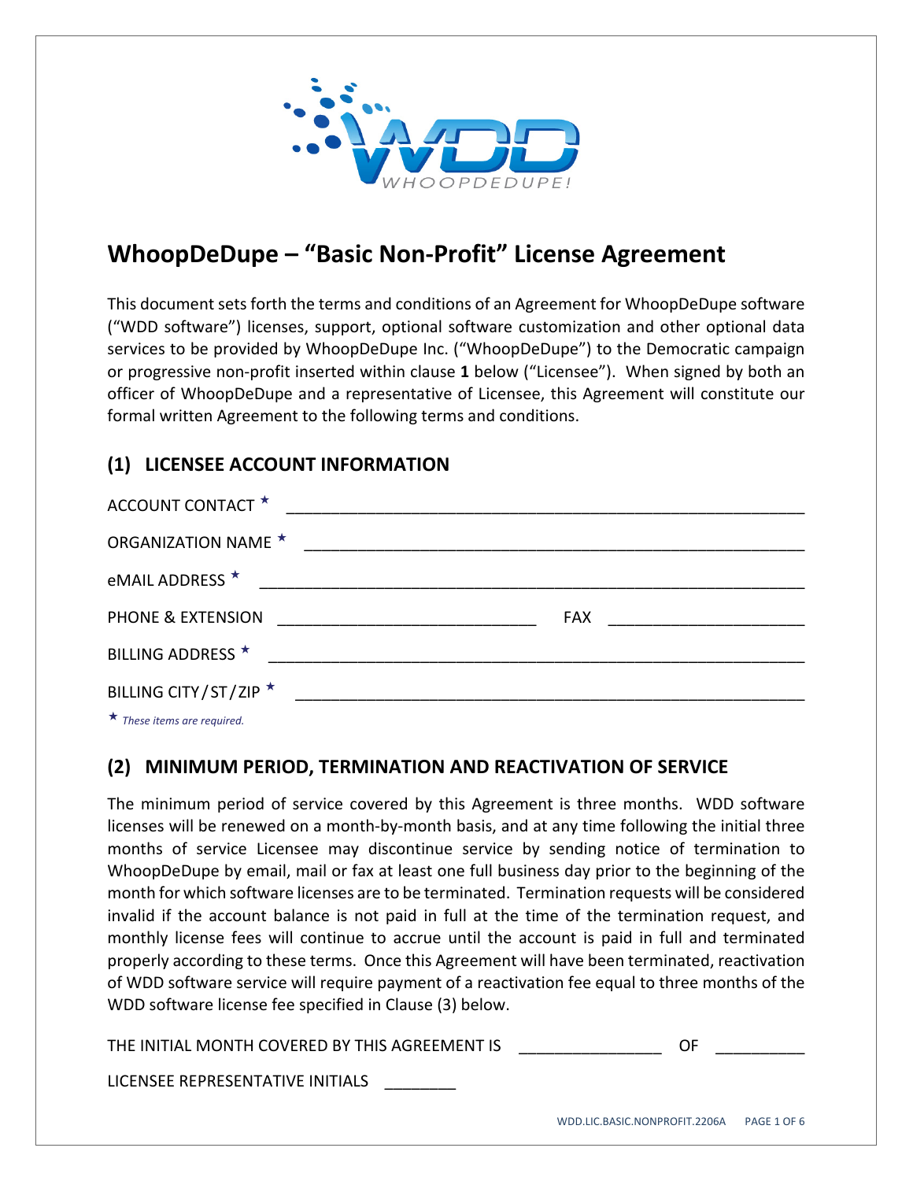# WhoopDeDupe – "Basic Non-Profit" License Agreement

This document sets forth the terms and conditions of an Agreement for WhoopDeDupe software ("WDD software") licenses, support, optional software customization and other optional data services to be provided by WhoopDeDupe Inc. ("WhoopDeDupe") to the Democratic campaign or progressive non-profit inserted within clause **1** below ("Licensee"). When signed by both an officer of WhoopDeDupe and a representative of Licensee, this Agreement will constitute our formal written Agreement to the following terms and conditions.

## (1) LICENSEE ACCOUNT INFORMATION

ACCOUNT CONTACT ★ ____________________________________________________________

ORGANIZATION NAME ★ ____________________________________________________________

eMAIL ADDRESS ★ ____________________________________________________________

PHONE & EXTENSION ______________________________ FAX ______________________

BILLING ADDRESS ★ ____________________________________________________________

BILLING CITY/ST/ZIP ★ ____________________________________________________________

★ *These items are required.*

## (2) MINIMUM PERIOD, TERMINATION AND REACTIVATION OF SERVICE

The minimum period of service covered by this Agreement is three months. WDD software licenses will be renewed on a month-by-month basis, and at any time following the initial three months of service Licensee may discontinue service by sending notice of termination to WhoopDeDupe by email, mail or fax at least one full business day prior to the beginning of the month for which software licenses are to be terminated. Termination requests will be considered invalid if the account balance is not paid in full at the time of the termination request, and monthly license fees will continue to accrue until the account is paid in full and terminated properly according to these terms. Once this Agreement will have been terminated, reactivation of WDD software service will require payment of a reactivation fee equal to three months of the WDD software license fee specified in Clause (3) below.

THE INITIAL MONTH COVERED BY THIS AGREEMENT IS ________________ OF __________

LICENSEE REPRESENTATIVE INITIALS ________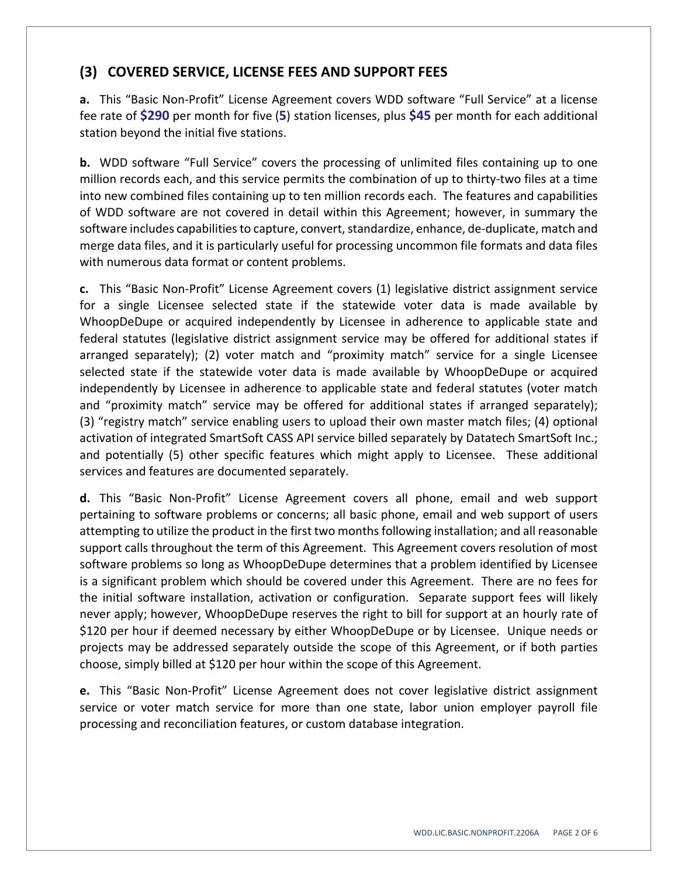## (3) COVERED SERVICE, LICENSE FEES AND SUPPORT FEES

**a.** This "Basic Non-Profit" License Agreement covers WDD software "Full Service" at a license fee rate of **$290** per month for five (**5**) station licenses, plus **$45** per month for each additional station beyond the initial five stations.

**b.** WDD software "Full Service" covers the processing of unlimited files containing up to one million records each, and this service permits the combination of up to thirty-two files at a time into new combined files containing up to ten million records each. The features and capabilities of WDD software are not covered in detail within this Agreement; however, in summary the software includes capabilities to capture, convert, standardize, enhance, de-duplicate, match and merge data files, and it is particularly useful for processing uncommon file formats and data files with numerous data format or content problems.

**c.** This "Basic Non-Profit" License Agreement covers (1) legislative district assignment service for a single Licensee selected state if the statewide voter data is made available by WhoopDeDupe or acquired independently by Licensee in adherence to applicable state and federal statutes (legislative district assignment service may be offered for additional states if arranged separately); (2) voter match and "proximity match" service for a single Licensee selected state if the statewide voter data is made available by WhoopDeDupe or acquired independently by Licensee in adherence to applicable state and federal statutes (voter match and "proximity match" service may be offered for additional states if arranged separately); (3) "registry match" service enabling users to upload their own master match files; (4) optional activation of integrated SmartSoft CASS API service billed separately by Datatech SmartSoft Inc.; and potentially (5) other specific features which might apply to Licensee. These additional services and features are documented separately.

**d.** This "Basic Non-Profit" License Agreement covers all phone, email and web support pertaining to software problems or concerns; all basic phone, email and web support of users attempting to utilize the product in the first two months following installation; and all reasonable support calls throughout the term of this Agreement. This Agreement covers resolution of most software problems so long as WhoopDeDupe determines that a problem identified by Licensee is a significant problem which should be covered under this Agreement. There are no fees for the initial software installation, activation or configuration. Separate support fees will likely never apply; however, WhoopDeDupe reserves the right to bill for support at an hourly rate of $120 per hour if deemed necessary by either WhoopDeDupe or by Licensee. Unique needs or projects may be addressed separately outside the scope of this Agreement, or if both parties choose, simply billed at $120 per hour within the scope of this Agreement.

**e.** This "Basic Non-Profit" License Agreement does not cover legislative district assignment service or voter match service for more than one state, labor union employer payroll file processing and reconciliation features, or custom database integration.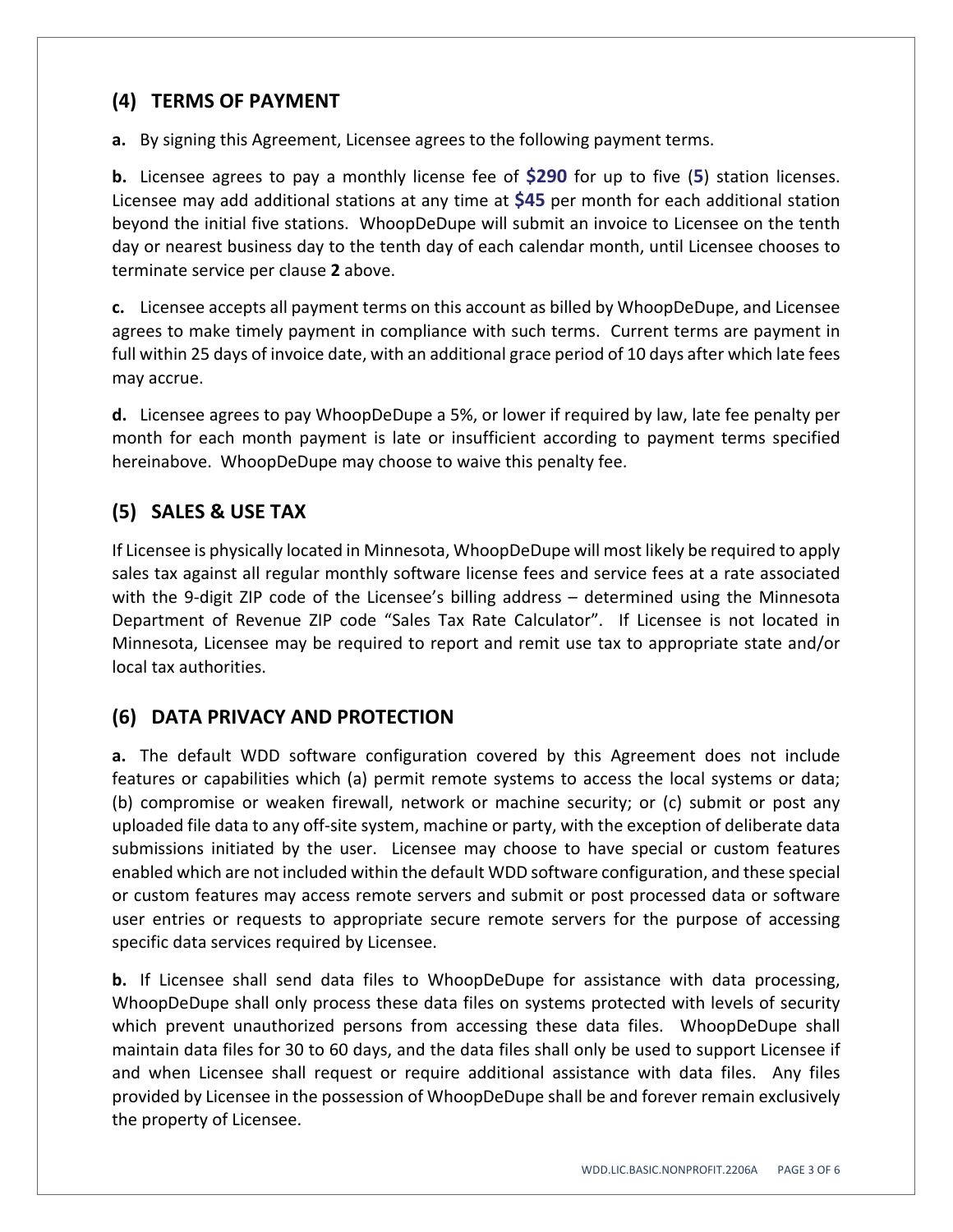## (4) TERMS OF PAYMENT

**a.** By signing this Agreement, Licensee agrees to the following payment terms.

**b.** Licensee agrees to pay a monthly license fee of **$290** for up to five (**5**) station licenses. Licensee may add additional stations at any time at **$45** per month for each additional station beyond the initial five stations. WhoopDeDupe will submit an invoice to Licensee on the tenth day or nearest business day to the tenth day of each calendar month, until Licensee chooses to terminate service per clause **2** above.

**c.** Licensee accepts all payment terms on this account as billed by WhoopDeDupe, and Licensee agrees to make timely payment in compliance with such terms. Current terms are payment in full within 25 days of invoice date, with an additional grace period of 10 days after which late fees may accrue.

**d.** Licensee agrees to pay WhoopDeDupe a 5%, or lower if required by law, late fee penalty per month for each month payment is late or insufficient according to payment terms specified hereinabove. WhoopDeDupe may choose to waive this penalty fee.

## (5) SALES & USE TAX

If Licensee is physically located in Minnesota, WhoopDeDupe will most likely be required to apply sales tax against all regular monthly software license fees and service fees at a rate associated with the 9-digit ZIP code of the Licensee's billing address – determined using the Minnesota Department of Revenue ZIP code "Sales Tax Rate Calculator". If Licensee is not located in Minnesota, Licensee may be required to report and remit use tax to appropriate state and/or local tax authorities.

## (6) DATA PRIVACY AND PROTECTION

**a.** The default WDD software configuration covered by this Agreement does not include features or capabilities which (a) permit remote systems to access the local systems or data; (b) compromise or weaken firewall, network or machine security; or (c) submit or post any uploaded file data to any off-site system, machine or party, with the exception of deliberate data submissions initiated by the user. Licensee may choose to have special or custom features enabled which are not included within the default WDD software configuration, and these special or custom features may access remote servers and submit or post processed data or software user entries or requests to appropriate secure remote servers for the purpose of accessing specific data services required by Licensee.

**b.** If Licensee shall send data files to WhoopDeDupe for assistance with data processing, WhoopDeDupe shall only process these data files on systems protected with levels of security which prevent unauthorized persons from accessing these data files. WhoopDeDupe shall maintain data files for 30 to 60 days, and the data files shall only be used to support Licensee if and when Licensee shall request or require additional assistance with data files. Any files provided by Licensee in the possession of WhoopDeDupe shall be and forever remain exclusively the property of Licensee.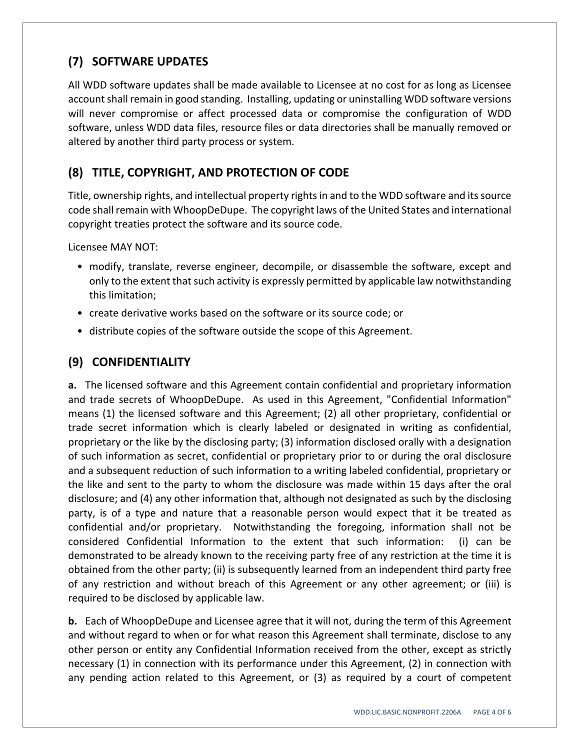## (7) SOFTWARE UPDATES

All WDD software updates shall be made available to Licensee at no cost for as long as Licensee account shall remain in good standing. Installing, updating or uninstalling WDD software versions will never compromise or affect processed data or compromise the configuration of WDD software, unless WDD data files, resource files or data directories shall be manually removed or altered by another third party process or system.

## (8) TITLE, COPYRIGHT, AND PROTECTION OF CODE

Title, ownership rights, and intellectual property rights in and to the WDD software and its source code shall remain with WhoopDeDupe. The copyright laws of the United States and international copyright treaties protect the software and its source code.

Licensee MAY NOT:

- modify, translate, reverse engineer, decompile, or disassemble the software, except and only to the extent that such activity is expressly permitted by applicable law notwithstanding this limitation;
- create derivative works based on the software or its source code; or
- distribute copies of the software outside the scope of this Agreement.

## (9) CONFIDENTIALITY

**a.** The licensed software and this Agreement contain confidential and proprietary information and trade secrets of WhoopDeDupe. As used in this Agreement, "Confidential Information" means (1) the licensed software and this Agreement; (2) all other proprietary, confidential or trade secret information which is clearly labeled or designated in writing as confidential, proprietary or the like by the disclosing party; (3) information disclosed orally with a designation of such information as secret, confidential or proprietary prior to or during the oral disclosure and a subsequent reduction of such information to a writing labeled confidential, proprietary or the like and sent to the party to whom the disclosure was made within 15 days after the oral disclosure; and (4) any other information that, although not designated as such by the disclosing party, is of a type and nature that a reasonable person would expect that it be treated as confidential and/or proprietary. Notwithstanding the foregoing, information shall not be considered Confidential Information to the extent that such information: (i) can be demonstrated to be already known to the receiving party free of any restriction at the time it is obtained from the other party; (ii) is subsequently learned from an independent third party free of any restriction and without breach of this Agreement or any other agreement; or (iii) is required to be disclosed by applicable law.

**b.** Each of WhoopDeDupe and Licensee agree that it will not, during the term of this Agreement and without regard to when or for what reason this Agreement shall terminate, disclose to any other person or entity any Confidential Information received from the other, except as strictly necessary (1) in connection with its performance under this Agreement, (2) in connection with any pending action related to this Agreement, or (3) as required by a court of competent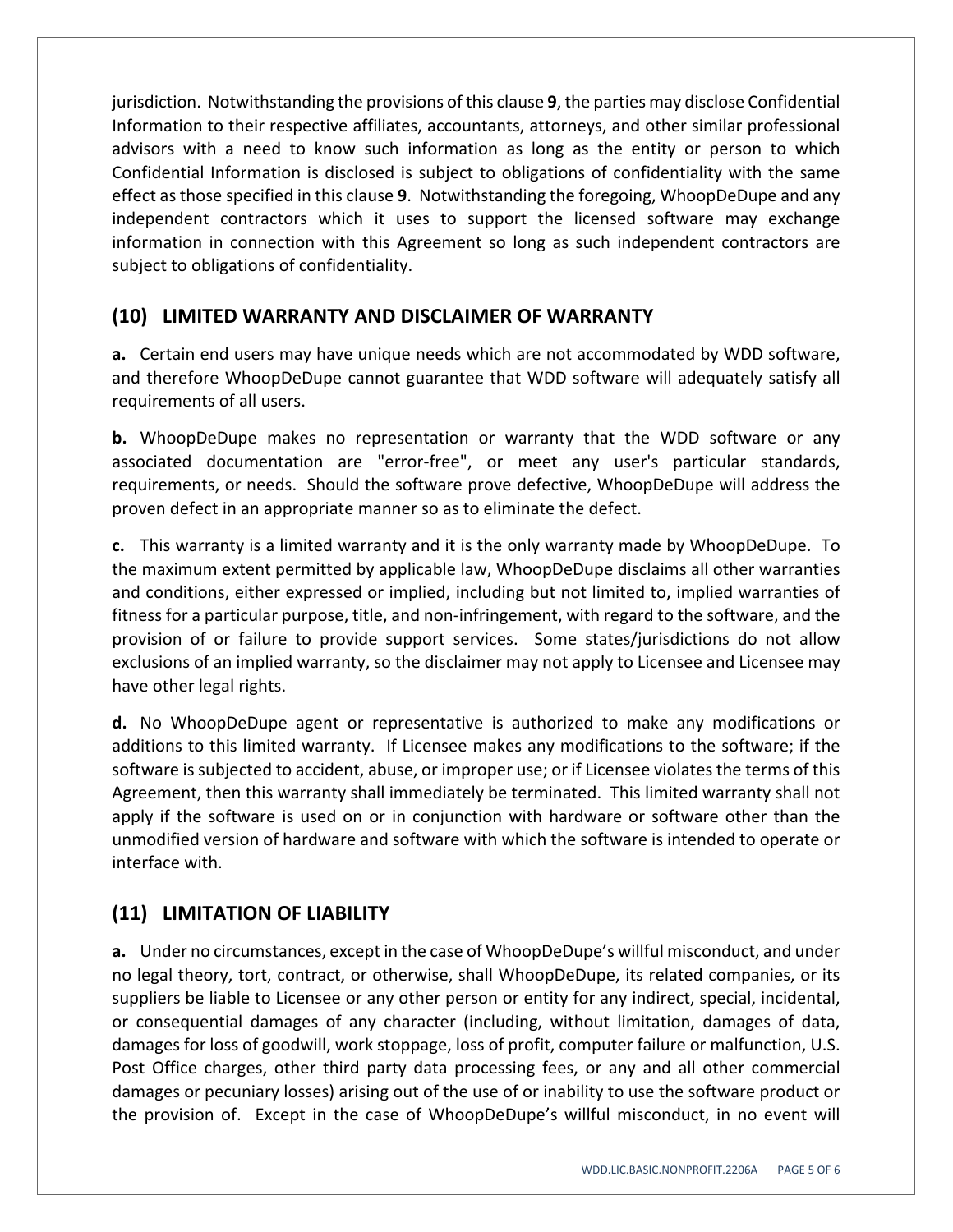jurisdiction. Notwithstanding the provisions of this clause **9**, the parties may disclose Confidential Information to their respective affiliates, accountants, attorneys, and other similar professional advisors with a need to know such information as long as the entity or person to which Confidential Information is disclosed is subject to obligations of confidentiality with the same effect as those specified in this clause **9**. Notwithstanding the foregoing, WhoopDeDupe and any independent contractors which it uses to support the licensed software may exchange information in connection with this Agreement so long as such independent contractors are subject to obligations of confidentiality.

## (10) LIMITED WARRANTY AND DISCLAIMER OF WARRANTY

**a.** Certain end users may have unique needs which are not accommodated by WDD software, and therefore WhoopDeDupe cannot guarantee that WDD software will adequately satisfy all requirements of all users.

**b.** WhoopDeDupe makes no representation or warranty that the WDD software or any associated documentation are "error-free", or meet any user's particular standards, requirements, or needs. Should the software prove defective, WhoopDeDupe will address the proven defect in an appropriate manner so as to eliminate the defect.

**c.** This warranty is a limited warranty and it is the only warranty made by WhoopDeDupe. To the maximum extent permitted by applicable law, WhoopDeDupe disclaims all other warranties and conditions, either expressed or implied, including but not limited to, implied warranties of fitness for a particular purpose, title, and non-infringement, with regard to the software, and the provision of or failure to provide support services. Some states/jurisdictions do not allow exclusions of an implied warranty, so the disclaimer may not apply to Licensee and Licensee may have other legal rights.

**d.** No WhoopDeDupe agent or representative is authorized to make any modifications or additions to this limited warranty. If Licensee makes any modifications to the software; if the software is subjected to accident, abuse, or improper use; or if Licensee violates the terms of this Agreement, then this warranty shall immediately be terminated. This limited warranty shall not apply if the software is used on or in conjunction with hardware or software other than the unmodified version of hardware and software with which the software is intended to operate or interface with.

## (11) LIMITATION OF LIABILITY

**a.** Under no circumstances, except in the case of WhoopDeDupe's willful misconduct, and under no legal theory, tort, contract, or otherwise, shall WhoopDeDupe, its related companies, or its suppliers be liable to Licensee or any other person or entity for any indirect, special, incidental, or consequential damages of any character (including, without limitation, damages of data, damages for loss of goodwill, work stoppage, loss of profit, computer failure or malfunction, U.S. Post Office charges, other third party data processing fees, or any and all other commercial damages or pecuniary losses) arising out of the use of or inability to use the software product or the provision of. Except in the case of WhoopDeDupe's willful misconduct, in no event will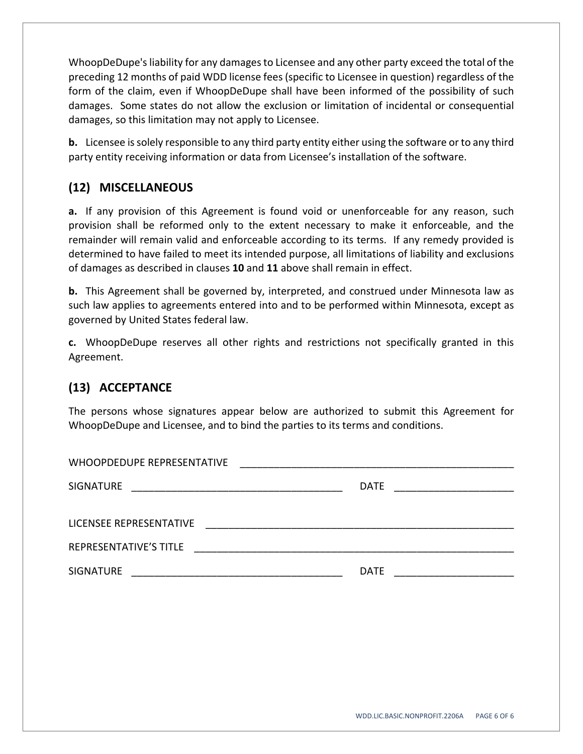WhoopDeDupe's liability for any damages to Licensee and any other party exceed the total of the preceding 12 months of paid WDD license fees (specific to Licensee in question) regardless of the form of the claim, even if WhoopDeDupe shall have been informed of the possibility of such damages. Some states do not allow the exclusion or limitation of incidental or consequential damages, so this limitation may not apply to Licensee.

**b.** Licensee is solely responsible to any third party entity either using the software or to any third party entity receiving information or data from Licensee's installation of the software.

## (12) MISCELLANEOUS

**a.** If any provision of this Agreement is found void or unenforceable for any reason, such provision shall be reformed only to the extent necessary to make it enforceable, and the remainder will remain valid and enforceable according to its terms. If any remedy provided is determined to have failed to meet its intended purpose, all limitations of liability and exclusions of damages as described in clauses **10** and **11** above shall remain in effect.

**b.** This Agreement shall be governed by, interpreted, and construed under Minnesota law as such law applies to agreements entered into and to be performed within Minnesota, except as governed by United States federal law.

**c.** WhoopDeDupe reserves all other rights and restrictions not specifically granted in this Agreement.

## (13) ACCEPTANCE

The persons whose signatures appear below are authorized to submit this Agreement for WhoopDeDupe and Licensee, and to bind the parties to its terms and conditions.

WHOOPDEDUPE REPRESENTATIVE ______________________________________________

SIGNATURE ____________________________________ DATE ____________________

LICENSEE REPRESENTATIVE ________________________________________________

REPRESENTATIVE'S TITLE _________________________________________________

SIGNATURE ____________________________________ DATE ____________________

WDD.LIC.BASIC.NONPROFIT.2206A